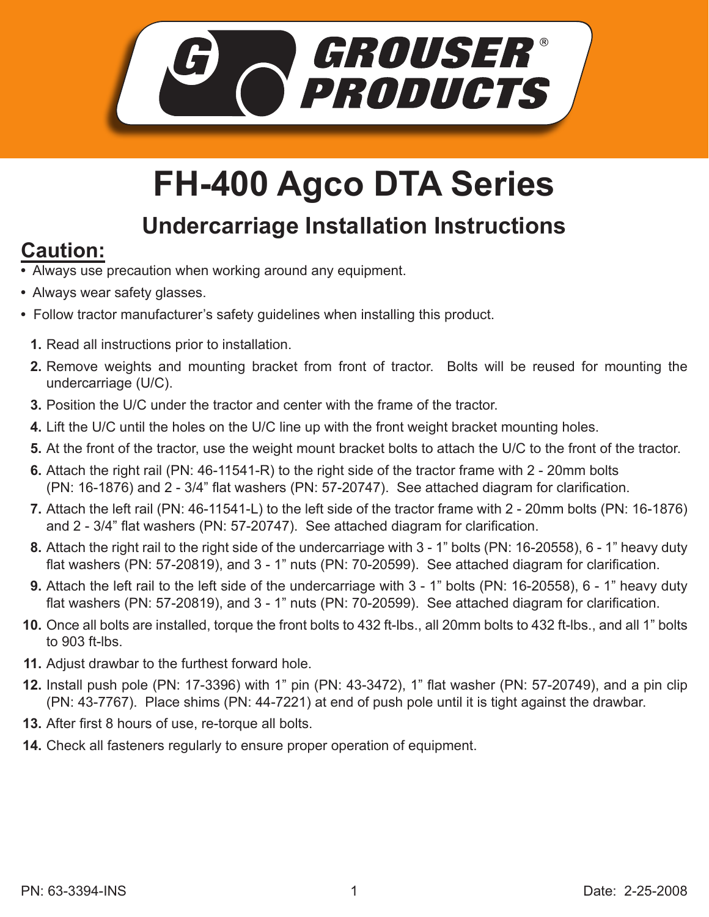GROUSER® PRODUCTS

# FH-400 Agco DTA Series

## Undercarriage Installation Instructions

## Caution:

- Always use precaution when working around any equipment.
- Always wear safety glasses.
- Follow tractor manufacturer's safety guidelines when installing this product.

1. Read all instructions prior to installation.
2. Remove weights and mounting bracket from front of tractor. Bolts will be reused for mounting the undercarriage (U/C).
3. Position the U/C under the tractor and center with the frame of the tractor.
4. Lift the U/C until the holes on the U/C line up with the front weight bracket mounting holes.
5. At the front of the tractor, use the weight mount bracket bolts to attach the U/C to the front of the tractor.
6. Attach the right rail (PN: 46-11541-R) to the right side of the tractor frame with 2 - 20mm bolts (PN: 16-1876) and 2 - 3/4" flat washers (PN: 57-20747). See attached diagram for clarification.
7. Attach the left rail (PN: 46-11541-L) to the left side of the tractor frame with 2 - 20mm bolts (PN: 16-1876) and 2 - 3/4" flat washers (PN: 57-20747). See attached diagram for clarification.
8. Attach the right rail to the right side of the undercarriage with 3 - 1" bolts (PN: 16-20558), 6 - 1" heavy duty flat washers (PN: 57-20819), and 3 - 1" nuts (PN: 70-20599). See attached diagram for clarification.
9. Attach the left rail to the left side of the undercarriage with 3 - 1" bolts (PN: 16-20558), 6 - 1" heavy duty flat washers (PN: 57-20819), and 3 - 1" nuts (PN: 70-20599). See attached diagram for clarification.
10. Once all bolts are installed, torque the front bolts to 432 ft-lbs., all 20mm bolts to 432 ft-lbs., and all 1" bolts to 903 ft-lbs.
11. Adjust drawbar to the furthest forward hole.
12. Install push pole (PN: 17-3396) with 1" pin (PN: 43-3472), 1" flat washer (PN: 57-20749), and a pin clip (PN: 43-7767). Place shims (PN: 44-7221) at end of push pole until it is tight against the drawbar.
13. After first 8 hours of use, re-torque all bolts.
14. Check all fasteners regularly to ensure proper operation of equipment.

PN: 63-3394-INS

Date: 2-25-2008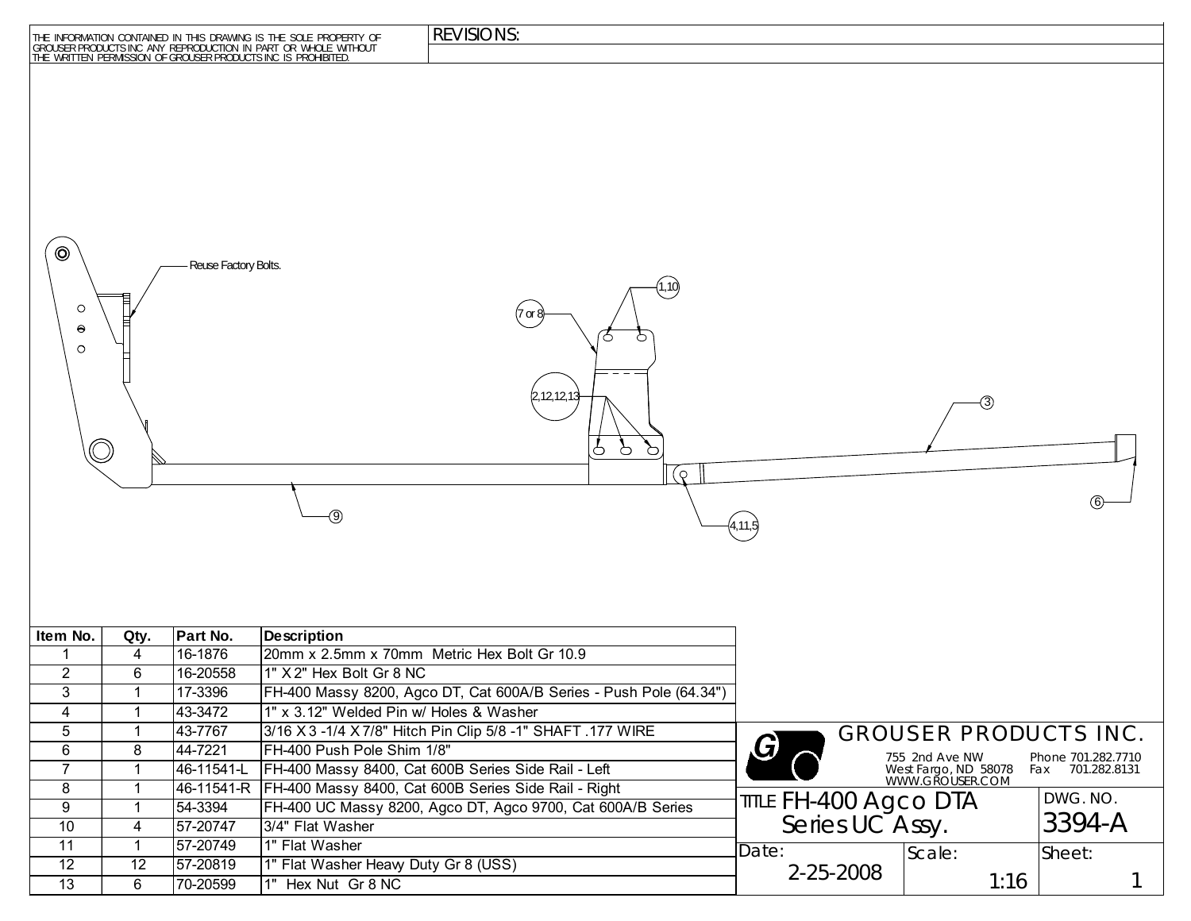THE INFORMATION CONTAINED IN THIS DRAWING IS THE SOLE PROPERTY OF GROUSER PRODUCTS INC ANY REPRODUCTION IN PART OR WHOLE WITHOUT THE WRITTEN PERMISSION OF GROUSER PRODUCTS INC IS PROHIBITED.

REVISIONS:

Reuse Factory Bolts.

1,10

7 or 8

2,12,12,13

3

6

9

4,11,5

| Item No. | Qty. | Part No. | Description |
|---|---|---|---|
| 1 | 4 | 16-1876 | 20mm x 2.5mm x 70mm Metric Hex Bolt Gr 10.9 |
| 2 | 6 | 16-20558 | 1" X 2" Hex Bolt Gr 8 NC |
| 3 | 1 | 17-3396 | FH-400 Massy 8200, Agco DT, Cat 600A/B Series - Push Pole (64.34") |
| 4 | 1 | 43-3472 | 1" x 3.12" Welded Pin w/ Holes & Washer |
| 5 | 1 | 43-7767 | 3/16 X 3 -1/4 X 7/8" Hitch Pin Clip 5/8 -1" SHAFT .177 WIRE |
| 6 | 8 | 44-7221 | FH-400 Push Pole Shim 1/8" |
| 7 | 1 | 46-11541-L | FH-400 Massy 8400, Cat 600B Series Side Rail - Left |
| 8 | 1 | 46-11541-R | FH-400 Massy 8400, Cat 600B Series Side Rail - Right |
| 9 | 1 | 54-3394 | FH-400 UC Massy 8200, Agco DT, Agco 9700, Cat 600A/B Series |
| 10 | 4 | 57-20747 | 3/4" Flat Washer |
| 11 | 1 | 57-20749 | 1" Flat Washer |
| 12 | 12 | 57-20819 | 1" Flat Washer Heavy Duty Gr 8 (USS) |
| 13 | 6 | 70-20599 | 1" Hex Nut Gr 8 NC |

GROUSER PRODUCTS INC.

755 2nd Ave NW
West Fargo, ND 58078
WWW.GROUSER.COM

Phone 701.282.7710
Fax 701.282.8131

TITLE FH-400 Agco DTA Series UC Assy.

DWG. NO. 3394-A

Date: 2-25-2008

Scale: 1:16

Sheet: 1